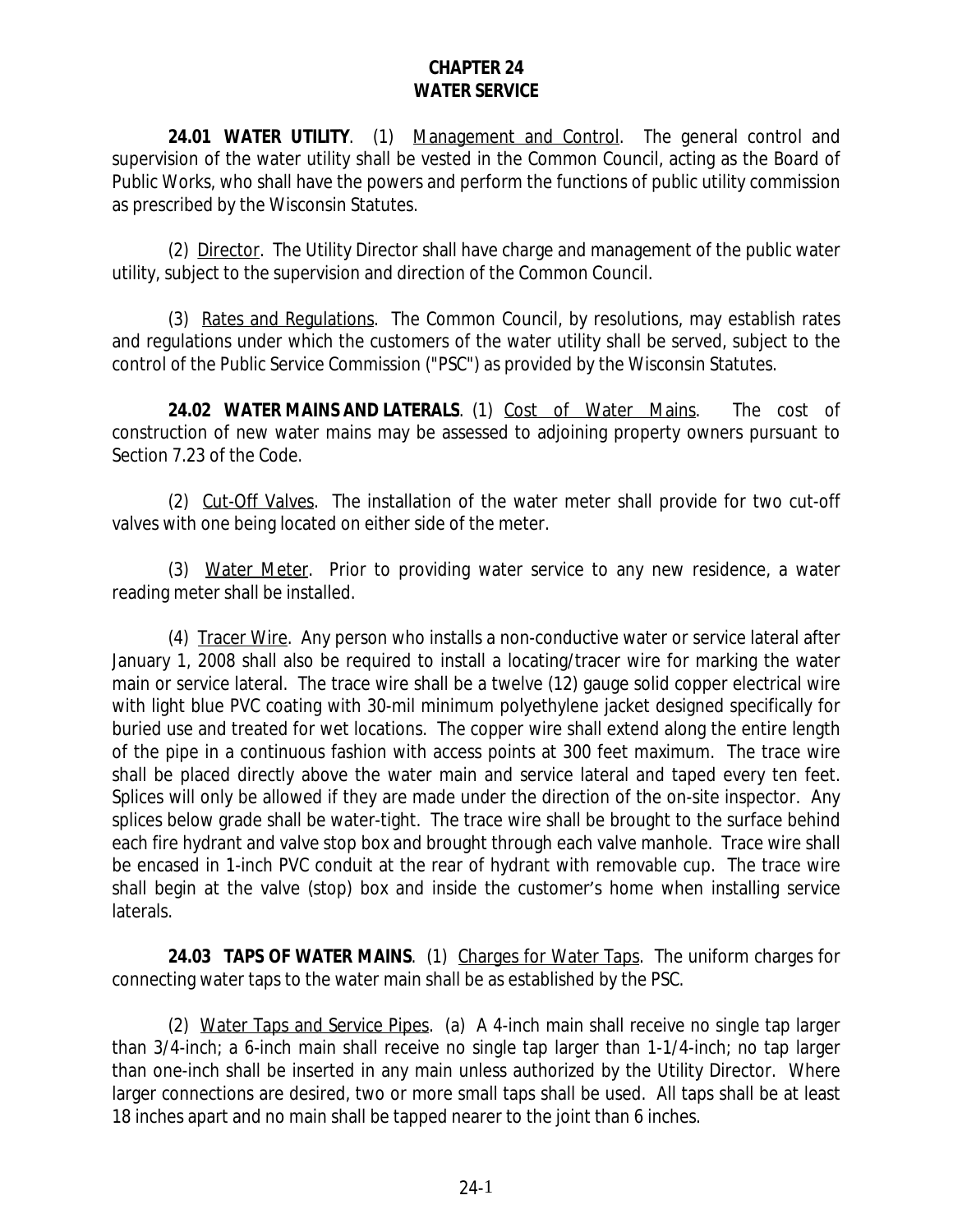# CHAPTER 24
# WATER SERVICE

**24.01 WATER UTILITY**. (1) Management and Control. The general control and supervision of the water utility shall be vested in the Common Council, acting as the Board of Public Works, who shall have the powers and perform the functions of public utility commission as prescribed by the Wisconsin Statutes.

(2) Director. The Utility Director shall have charge and management of the public water utility, subject to the supervision and direction of the Common Council.

(3) Rates and Regulations. The Common Council, by resolutions, may establish rates and regulations under which the customers of the water utility shall be served, subject to the control of the Public Service Commission ("PSC") as provided by the Wisconsin Statutes.

**24.02 WATER MAINS AND LATERALS**. (1) Cost of Water Mains. The cost of construction of new water mains may be assessed to adjoining property owners pursuant to Section 7.23 of the Code.

(2) Cut-Off Valves. The installation of the water meter shall provide for two cut-off valves with one being located on either side of the meter.

(3) Water Meter. Prior to providing water service to any new residence, a water reading meter shall be installed.

(4) Tracer Wire. Any person who installs a non-conductive water or service lateral after January 1, 2008 shall also be required to install a locating/tracer wire for marking the water main or service lateral. The trace wire shall be a twelve (12) gauge solid copper electrical wire with light blue PVC coating with 30-mil minimum polyethylene jacket designed specifically for buried use and treated for wet locations. The copper wire shall extend along the entire length of the pipe in a continuous fashion with access points at 300 feet maximum. The trace wire shall be placed directly above the water main and service lateral and taped every ten feet. Splices will only be allowed if they are made under the direction of the on-site inspector. Any splices below grade shall be water-tight. The trace wire shall be brought to the surface behind each fire hydrant and valve stop box and brought through each valve manhole. Trace wire shall be encased in 1-inch PVC conduit at the rear of hydrant with removable cup. The trace wire shall begin at the valve (stop) box and inside the customer's home when installing service laterals.

**24.03 TAPS OF WATER MAINS**. (1) Charges for Water Taps. The uniform charges for connecting water taps to the water main shall be as established by the PSC.

(2) Water Taps and Service Pipes. (a) A 4-inch main shall receive no single tap larger than 3/4-inch; a 6-inch main shall receive no single tap larger than 1-1/4-inch; no tap larger than one-inch shall be inserted in any main unless authorized by the Utility Director. Where larger connections are desired, two or more small taps shall be used. All taps shall be at least 18 inches apart and no main shall be tapped nearer to the joint than 6 inches.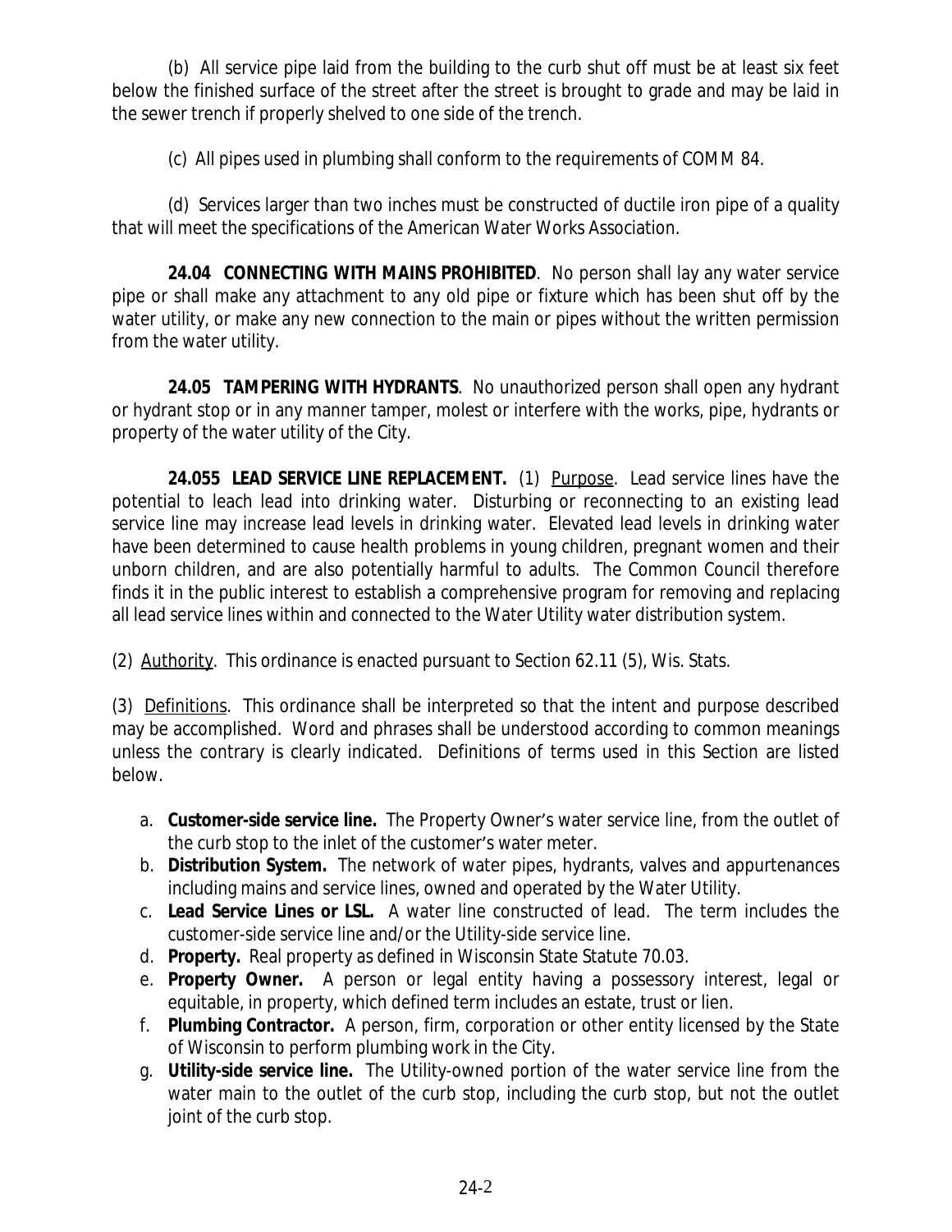(b) All service pipe laid from the building to the curb shut off must be at least six feet below the finished surface of the street after the street is brought to grade and may be laid in the sewer trench if properly shelved to one side of the trench.

(c) All pipes used in plumbing shall conform to the requirements of COMM 84.

(d) Services larger than two inches must be constructed of ductile iron pipe of a quality that will meet the specifications of the American Water Works Association.

**24.04 CONNECTING WITH MAINS PROHIBITED**. No person shall lay any water service pipe or shall make any attachment to any old pipe or fixture which has been shut off by the water utility, or make any new connection to the main or pipes without the written permission from the water utility.

**24.05 TAMPERING WITH HYDRANTS**. No unauthorized person shall open any hydrant or hydrant stop or in any manner tamper, molest or interfere with the works, pipe, hydrants or property of the water utility of the City.

**24.055 LEAD SERVICE LINE REPLACEMENT.** (1) Purpose. Lead service lines have the potential to leach lead into drinking water. Disturbing or reconnecting to an existing lead service line may increase lead levels in drinking water. Elevated lead levels in drinking water have been determined to cause health problems in young children, pregnant women and their unborn children, and are also potentially harmful to adults. The Common Council therefore finds it in the public interest to establish a comprehensive program for removing and replacing all lead service lines within and connected to the Water Utility water distribution system.

(2) Authority. This ordinance is enacted pursuant to Section 62.11 (5), Wis. Stats.

(3) Definitions. This ordinance shall be interpreted so that the intent and purpose described may be accomplished. Word and phrases shall be understood according to common meanings unless the contrary is clearly indicated. Definitions of terms used in this Section are listed below.

a. **Customer-side service line.** The Property Owner's water service line, from the outlet of the curb stop to the inlet of the customer's water meter.
b. **Distribution System.** The network of water pipes, hydrants, valves and appurtenances including mains and service lines, owned and operated by the Water Utility.
c. **Lead Service Lines or LSL.** A water line constructed of lead. The term includes the customer-side service line and/or the Utility-side service line.
d. **Property.** Real property as defined in Wisconsin State Statute 70.03.
e. **Property Owner.** A person or legal entity having a possessory interest, legal or equitable, in property, which defined term includes an estate, trust or lien.
f. **Plumbing Contractor.** A person, firm, corporation or other entity licensed by the State of Wisconsin to perform plumbing work in the City.
g. **Utility-side service line.** The Utility-owned portion of the water service line from the water main to the outlet of the curb stop, including the curb stop, but not the outlet joint of the curb stop.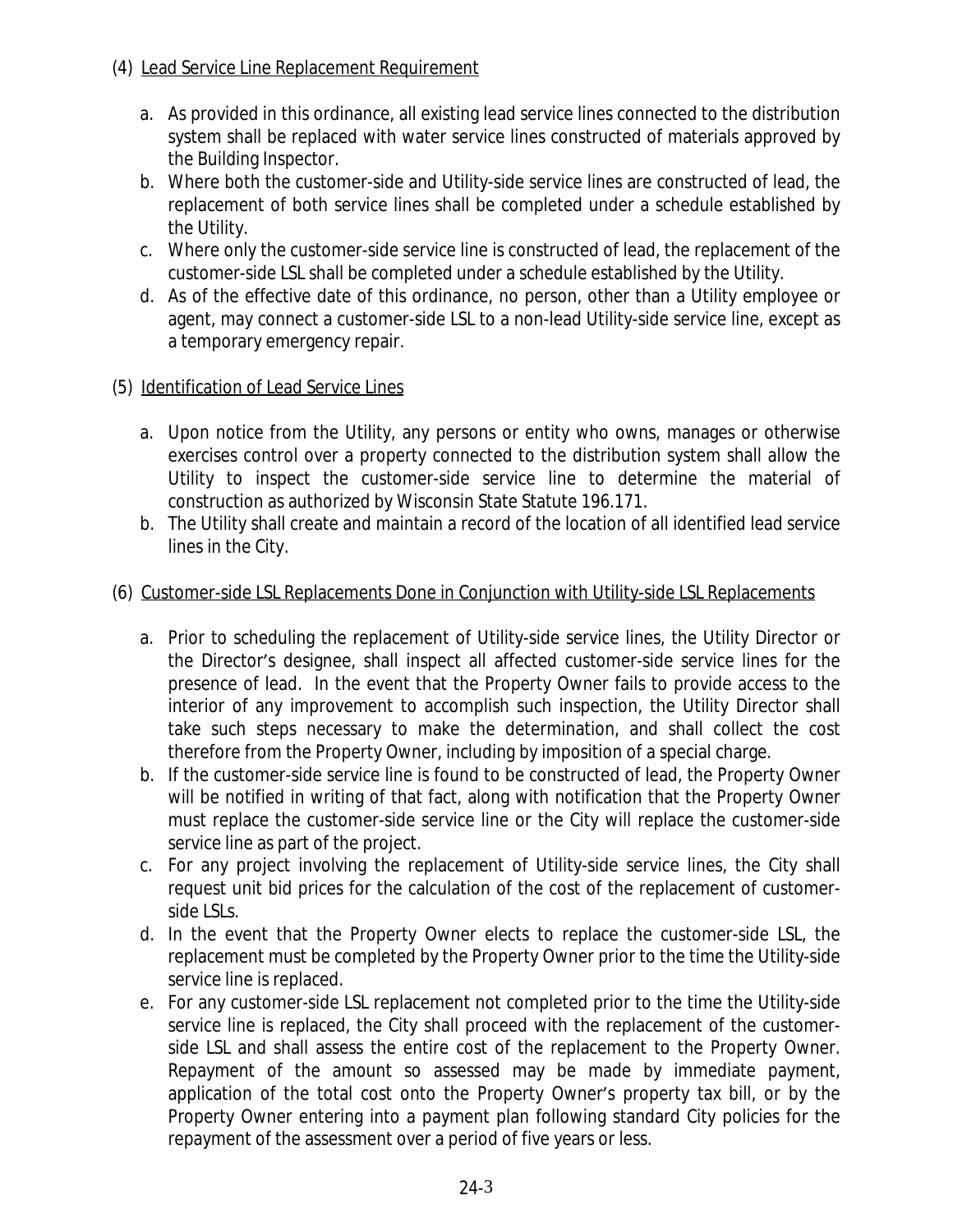(4) Lead Service Line Replacement Requirement

a. As provided in this ordinance, all existing lead service lines connected to the distribution system shall be replaced with water service lines constructed of materials approved by the Building Inspector.
b. Where both the customer-side and Utility-side service lines are constructed of lead, the replacement of both service lines shall be completed under a schedule established by the Utility.
c. Where only the customer-side service line is constructed of lead, the replacement of the customer-side LSL shall be completed under a schedule established by the Utility.
d. As of the effective date of this ordinance, no person, other than a Utility employee or agent, may connect a customer-side LSL to a non-lead Utility-side service line, except as a temporary emergency repair.

(5) Identification of Lead Service Lines

a. Upon notice from the Utility, any persons or entity who owns, manages or otherwise exercises control over a property connected to the distribution system shall allow the Utility to inspect the customer-side service line to determine the material of construction as authorized by Wisconsin State Statute 196.171.
b. The Utility shall create and maintain a record of the location of all identified lead service lines in the City.

(6) Customer-side LSL Replacements Done in Conjunction with Utility-side LSL Replacements

a. Prior to scheduling the replacement of Utility-side service lines, the Utility Director or the Director's designee, shall inspect all affected customer-side service lines for the presence of lead. In the event that the Property Owner fails to provide access to the interior of any improvement to accomplish such inspection, the Utility Director shall take such steps necessary to make the determination, and shall collect the cost therefore from the Property Owner, including by imposition of a special charge.
b. If the customer-side service line is found to be constructed of lead, the Property Owner will be notified in writing of that fact, along with notification that the Property Owner must replace the customer-side service line or the City will replace the customer-side service line as part of the project.
c. For any project involving the replacement of Utility-side service lines, the City shall request unit bid prices for the calculation of the cost of the replacement of customer-side LSLs.
d. In the event that the Property Owner elects to replace the customer-side LSL, the replacement must be completed by the Property Owner prior to the time the Utility-side service line is replaced.
e. For any customer-side LSL replacement not completed prior to the time the Utility-side service line is replaced, the City shall proceed with the replacement of the customer-side LSL and shall assess the entire cost of the replacement to the Property Owner. Repayment of the amount so assessed may be made by immediate payment, application of the total cost onto the Property Owner's property tax bill, or by the Property Owner entering into a payment plan following standard City policies for the repayment of the assessment over a period of five years or less.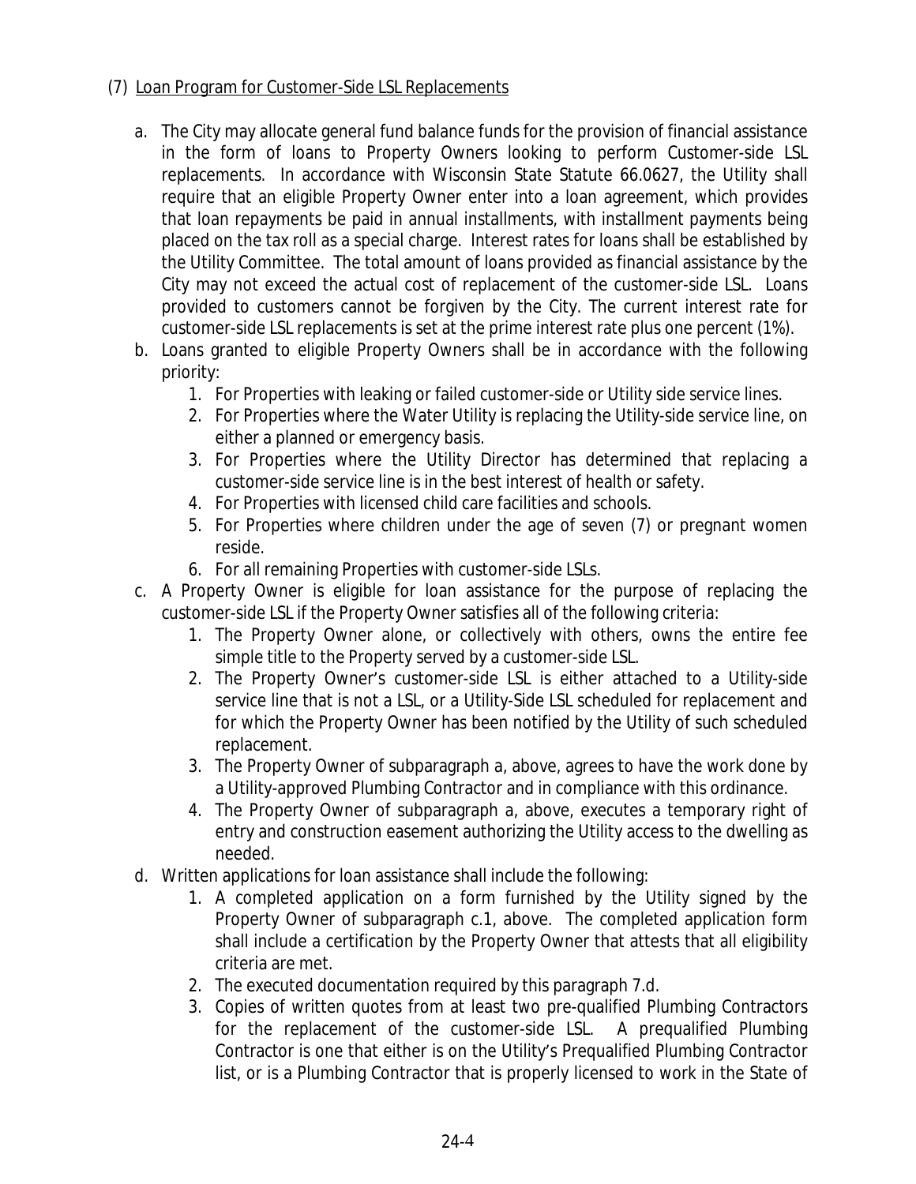(7) Loan Program for Customer-Side LSL Replacements

a. The City may allocate general fund balance funds for the provision of financial assistance in the form of loans to Property Owners looking to perform Customer-side LSL replacements. In accordance with Wisconsin State Statute 66.0627, the Utility shall require that an eligible Property Owner enter into a loan agreement, which provides that loan repayments be paid in annual installments, with installment payments being placed on the tax roll as a special charge. Interest rates for loans shall be established by the Utility Committee. The total amount of loans provided as financial assistance by the City may not exceed the actual cost of replacement of the customer-side LSL. Loans provided to customers cannot be forgiven by the City. The current interest rate for customer-side LSL replacements is set at the prime interest rate plus one percent (1%).

b. Loans granted to eligible Property Owners shall be in accordance with the following priority:
    1. For Properties with leaking or failed customer-side or Utility side service lines.
    2. For Properties where the Water Utility is replacing the Utility-side service line, on either a planned or emergency basis.
    3. For Properties where the Utility Director has determined that replacing a customer-side service line is in the best interest of health or safety.
    4. For Properties with licensed child care facilities and schools.
    5. For Properties where children under the age of seven (7) or pregnant women reside.
    6. For all remaining Properties with customer-side LSLs.

c. A Property Owner is eligible for loan assistance for the purpose of replacing the customer-side LSL if the Property Owner satisfies all of the following criteria:
    1. The Property Owner alone, or collectively with others, owns the entire fee simple title to the Property served by a customer-side LSL.
    2. The Property Owner's customer-side LSL is either attached to a Utility-side service line that is not a LSL, or a Utility-Side LSL scheduled for replacement and for which the Property Owner has been notified by the Utility of such scheduled replacement.
    3. The Property Owner of subparagraph a, above, agrees to have the work done by a Utility-approved Plumbing Contractor and in compliance with this ordinance.
    4. The Property Owner of subparagraph a, above, executes a temporary right of entry and construction easement authorizing the Utility access to the dwelling as needed.

d. Written applications for loan assistance shall include the following:
    1. A completed application on a form furnished by the Utility signed by the Property Owner of subparagraph c.1, above. The completed application form shall include a certification by the Property Owner that attests that all eligibility criteria are met.
    2. The executed documentation required by this paragraph 7.d.
    3. Copies of written quotes from at least two pre-qualified Plumbing Contractors for the replacement of the customer-side LSL. A prequalified Plumbing Contractor is one that either is on the Utility's Prequalified Plumbing Contractor list, or is a Plumbing Contractor that is properly licensed to work in the State of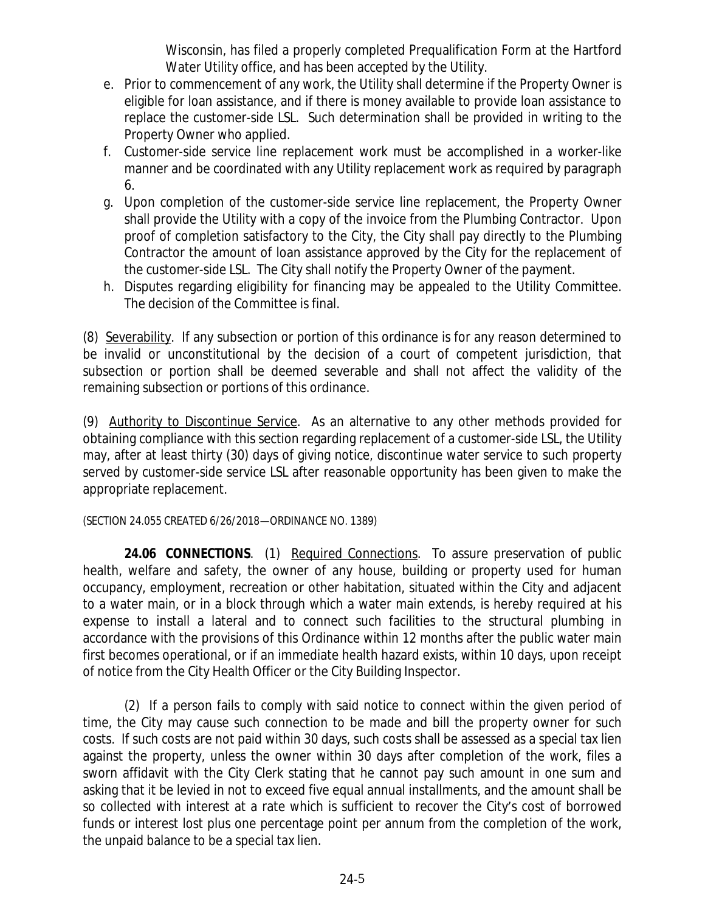Wisconsin, has filed a properly completed Prequalification Form at the Hartford Water Utility office, and has been accepted by the Utility.

e. Prior to commencement of any work, the Utility shall determine if the Property Owner is eligible for loan assistance, and if there is money available to provide loan assistance to replace the customer-side LSL. Such determination shall be provided in writing to the Property Owner who applied.

f. Customer-side service line replacement work must be accomplished in a worker-like manner and be coordinated with any Utility replacement work as required by paragraph 6.

g. Upon completion of the customer-side service line replacement, the Property Owner shall provide the Utility with a copy of the invoice from the Plumbing Contractor. Upon proof of completion satisfactory to the City, the City shall pay directly to the Plumbing Contractor the amount of loan assistance approved by the City for the replacement of the customer-side LSL. The City shall notify the Property Owner of the payment.

h. Disputes regarding eligibility for financing may be appealed to the Utility Committee. The decision of the Committee is final.

(8) Severability. If any subsection or portion of this ordinance is for any reason determined to be invalid or unconstitutional by the decision of a court of competent jurisdiction, that subsection or portion shall be deemed severable and shall not affect the validity of the remaining subsection or portions of this ordinance.

(9) Authority to Discontinue Service. As an alternative to any other methods provided for obtaining compliance with this section regarding replacement of a customer-side LSL, the Utility may, after at least thirty (30) days of giving notice, discontinue water service to such property served by customer-side service LSL after reasonable opportunity has been given to make the appropriate replacement.

(SECTION 24.055 CREATED 6/26/2018—ORDINANCE NO. 1389)

**24.06 CONNECTIONS**. (1) Required Connections. To assure preservation of public health, welfare and safety, the owner of any house, building or property used for human occupancy, employment, recreation or other habitation, situated within the City and adjacent to a water main, or in a block through which a water main extends, is hereby required at his expense to install a lateral and to connect such facilities to the structural plumbing in accordance with the provisions of this Ordinance within 12 months after the public water main first becomes operational, or if an immediate health hazard exists, within 10 days, upon receipt of notice from the City Health Officer or the City Building Inspector.

(2) If a person fails to comply with said notice to connect within the given period of time, the City may cause such connection to be made and bill the property owner for such costs. If such costs are not paid within 30 days, such costs shall be assessed as a special tax lien against the property, unless the owner within 30 days after completion of the work, files a sworn affidavit with the City Clerk stating that he cannot pay such amount in one sum and asking that it be levied in not to exceed five equal annual installments, and the amount shall be so collected with interest at a rate which is sufficient to recover the City's cost of borrowed funds or interest lost plus one percentage point per annum from the completion of the work, the unpaid balance to be a special tax lien.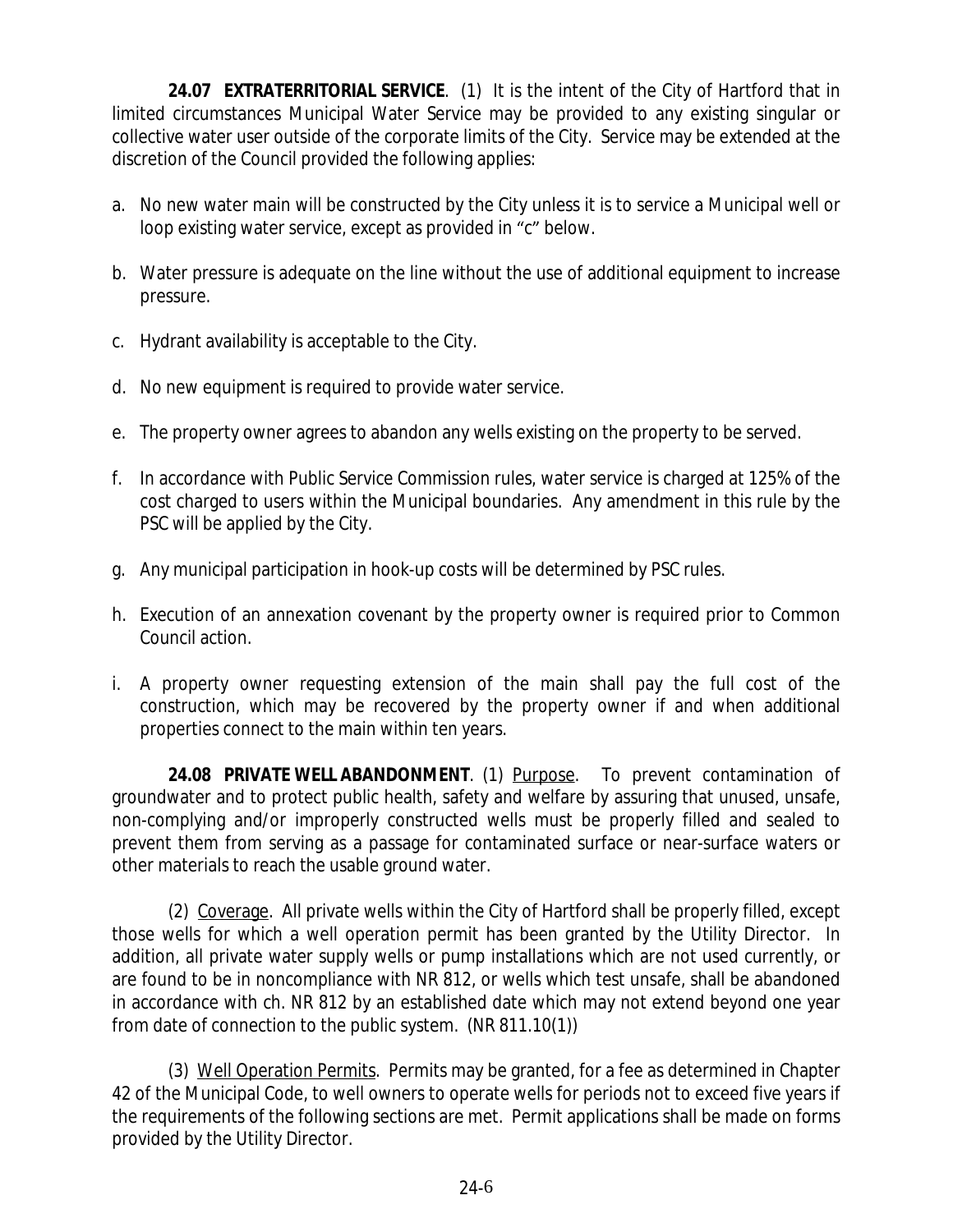**24.07 EXTRATERRITORIAL SERVICE**. (1) It is the intent of the City of Hartford that in limited circumstances Municipal Water Service may be provided to any existing singular or collective water user outside of the corporate limits of the City. Service may be extended at the discretion of the Council provided the following applies:

a. No new water main will be constructed by the City unless it is to service a Municipal well or loop existing water service, except as provided in "c" below.

b. Water pressure is adequate on the line without the use of additional equipment to increase pressure.

c. Hydrant availability is acceptable to the City.

d. No new equipment is required to provide water service.

e. The property owner agrees to abandon any wells existing on the property to be served.

f. In accordance with Public Service Commission rules, water service is charged at 125% of the cost charged to users within the Municipal boundaries. Any amendment in this rule by the PSC will be applied by the City.

g. Any municipal participation in hook-up costs will be determined by PSC rules.

h. Execution of an annexation covenant by the property owner is required prior to Common Council action.

i. A property owner requesting extension of the main shall pay the full cost of the construction, which may be recovered by the property owner if and when additional properties connect to the main within ten years.

**24.08 PRIVATE WELL ABANDONMENT**. (1) Purpose. To prevent contamination of groundwater and to protect public health, safety and welfare by assuring that unused, unsafe, non-complying and/or improperly constructed wells must be properly filled and sealed to prevent them from serving as a passage for contaminated surface or near-surface waters or other materials to reach the usable ground water.

(2) Coverage. All private wells within the City of Hartford shall be properly filled, except those wells for which a well operation permit has been granted by the Utility Director. In addition, all private water supply wells or pump installations which are not used currently, or are found to be in noncompliance with NR 812, or wells which test unsafe, shall be abandoned in accordance with ch. NR 812 by an established date which may not extend beyond one year from date of connection to the public system. (NR 811.10(1))

(3) Well Operation Permits. Permits may be granted, for a fee as determined in Chapter 42 of the Municipal Code, to well owners to operate wells for periods not to exceed five years if the requirements of the following sections are met. Permit applications shall be made on forms provided by the Utility Director.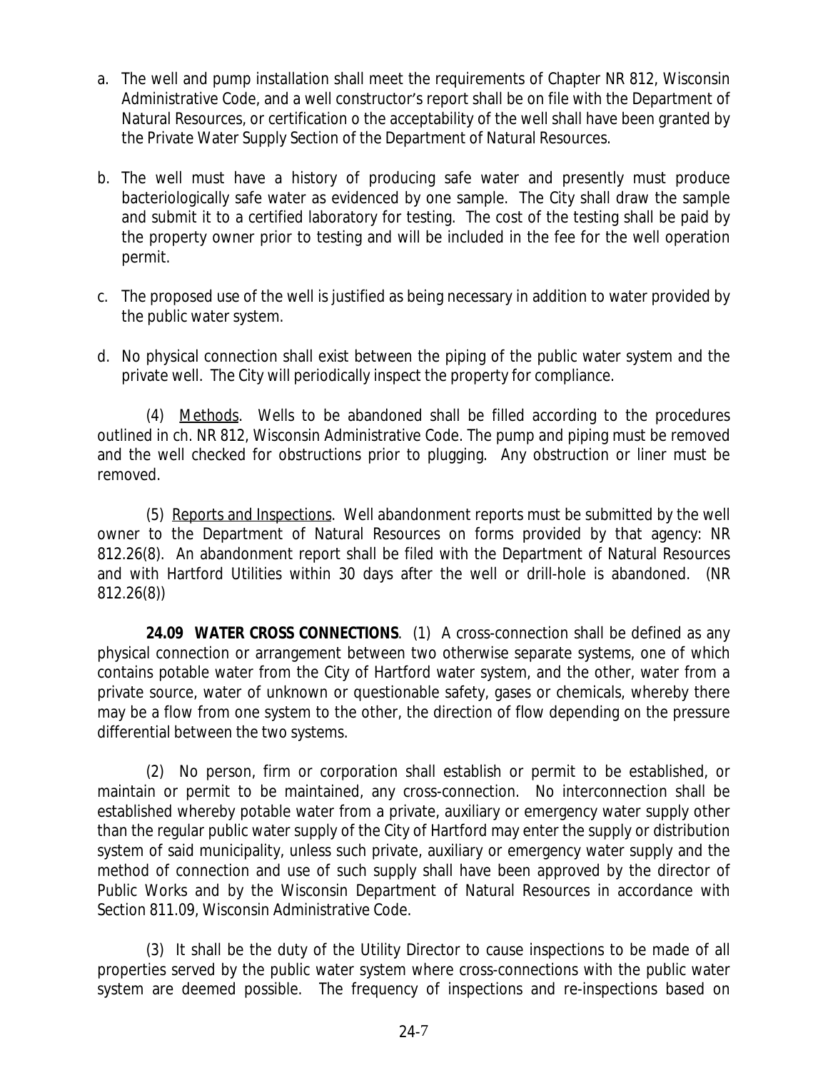a. The well and pump installation shall meet the requirements of Chapter NR 812, Wisconsin Administrative Code, and a well constructor's report shall be on file with the Department of Natural Resources, or certification o the acceptability of the well shall have been granted by the Private Water Supply Section of the Department of Natural Resources.

b. The well must have a history of producing safe water and presently must produce bacteriologically safe water as evidenced by one sample. The City shall draw the sample and submit it to a certified laboratory for testing. The cost of the testing shall be paid by the property owner prior to testing and will be included in the fee for the well operation permit.

c. The proposed use of the well is justified as being necessary in addition to water provided by the public water system.

d. No physical connection shall exist between the piping of the public water system and the private well. The City will periodically inspect the property for compliance.

(4) Methods. Wells to be abandoned shall be filled according to the procedures outlined in ch. NR 812, Wisconsin Administrative Code. The pump and piping must be removed and the well checked for obstructions prior to plugging. Any obstruction or liner must be removed.

(5) Reports and Inspections. Well abandonment reports must be submitted by the well owner to the Department of Natural Resources on forms provided by that agency: NR 812.26(8). An abandonment report shall be filed with the Department of Natural Resources and with Hartford Utilities within 30 days after the well or drill-hole is abandoned. (NR 812.26(8))

**24.09 WATER CROSS CONNECTIONS**. (1) A cross-connection shall be defined as any physical connection or arrangement between two otherwise separate systems, one of which contains potable water from the City of Hartford water system, and the other, water from a private source, water of unknown or questionable safety, gases or chemicals, whereby there may be a flow from one system to the other, the direction of flow depending on the pressure differential between the two systems.

(2) No person, firm or corporation shall establish or permit to be established, or maintain or permit to be maintained, any cross-connection. No interconnection shall be established whereby potable water from a private, auxiliary or emergency water supply other than the regular public water supply of the City of Hartford may enter the supply or distribution system of said municipality, unless such private, auxiliary or emergency water supply and the method of connection and use of such supply shall have been approved by the director of Public Works and by the Wisconsin Department of Natural Resources in accordance with Section 811.09, Wisconsin Administrative Code.

(3) It shall be the duty of the Utility Director to cause inspections to be made of all properties served by the public water system where cross-connections with the public water system are deemed possible. The frequency of inspections and re-inspections based on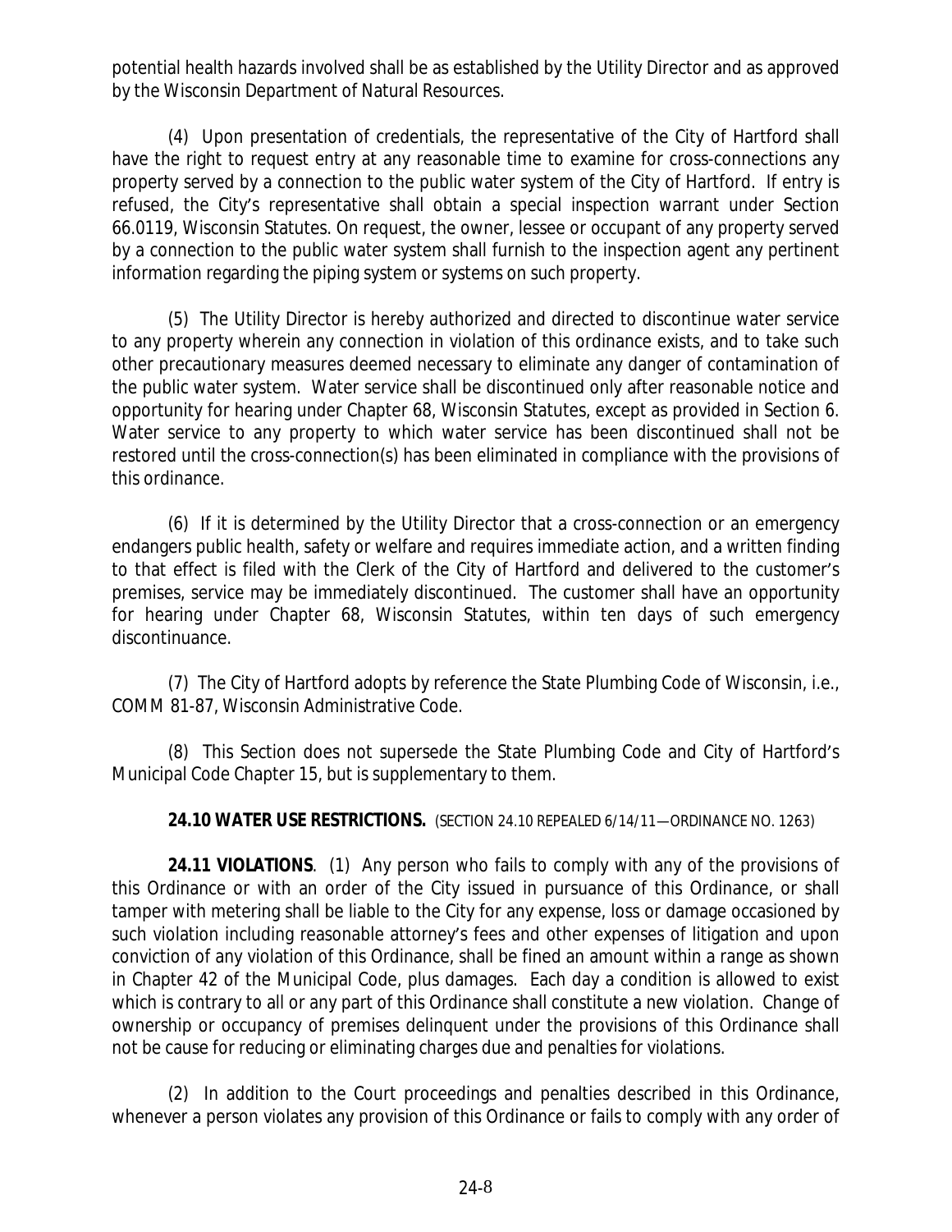potential health hazards involved shall be as established by the Utility Director and as approved by the Wisconsin Department of Natural Resources.

(4) Upon presentation of credentials, the representative of the City of Hartford shall have the right to request entry at any reasonable time to examine for cross-connections any property served by a connection to the public water system of the City of Hartford. If entry is refused, the City's representative shall obtain a special inspection warrant under Section 66.0119, Wisconsin Statutes. On request, the owner, lessee or occupant of any property served by a connection to the public water system shall furnish to the inspection agent any pertinent information regarding the piping system or systems on such property.

(5) The Utility Director is hereby authorized and directed to discontinue water service to any property wherein any connection in violation of this ordinance exists, and to take such other precautionary measures deemed necessary to eliminate any danger of contamination of the public water system. Water service shall be discontinued only after reasonable notice and opportunity for hearing under Chapter 68, Wisconsin Statutes, except as provided in Section 6. Water service to any property to which water service has been discontinued shall not be restored until the cross-connection(s) has been eliminated in compliance with the provisions of this ordinance.

(6) If it is determined by the Utility Director that a cross-connection or an emergency endangers public health, safety or welfare and requires immediate action, and a written finding to that effect is filed with the Clerk of the City of Hartford and delivered to the customer's premises, service may be immediately discontinued. The customer shall have an opportunity for hearing under Chapter 68, Wisconsin Statutes, within ten days of such emergency discontinuance.

(7) The City of Hartford adopts by reference the State Plumbing Code of Wisconsin, i.e., COMM 81-87, Wisconsin Administrative Code.

(8) This Section does not supersede the State Plumbing Code and City of Hartford's Municipal Code Chapter 15, but is supplementary to them.

**24.10 WATER USE RESTRICTIONS.** (SECTION 24.10 REPEALED 6/14/11—ORDINANCE NO. 1263)

**24.11 VIOLATIONS**. (1) Any person who fails to comply with any of the provisions of this Ordinance or with an order of the City issued in pursuance of this Ordinance, or shall tamper with metering shall be liable to the City for any expense, loss or damage occasioned by such violation including reasonable attorney's fees and other expenses of litigation and upon conviction of any violation of this Ordinance, shall be fined an amount within a range as shown in Chapter 42 of the Municipal Code, plus damages. Each day a condition is allowed to exist which is contrary to all or any part of this Ordinance shall constitute a new violation. Change of ownership or occupancy of premises delinquent under the provisions of this Ordinance shall not be cause for reducing or eliminating charges due and penalties for violations.

(2) In addition to the Court proceedings and penalties described in this Ordinance, whenever a person violates any provision of this Ordinance or fails to comply with any order of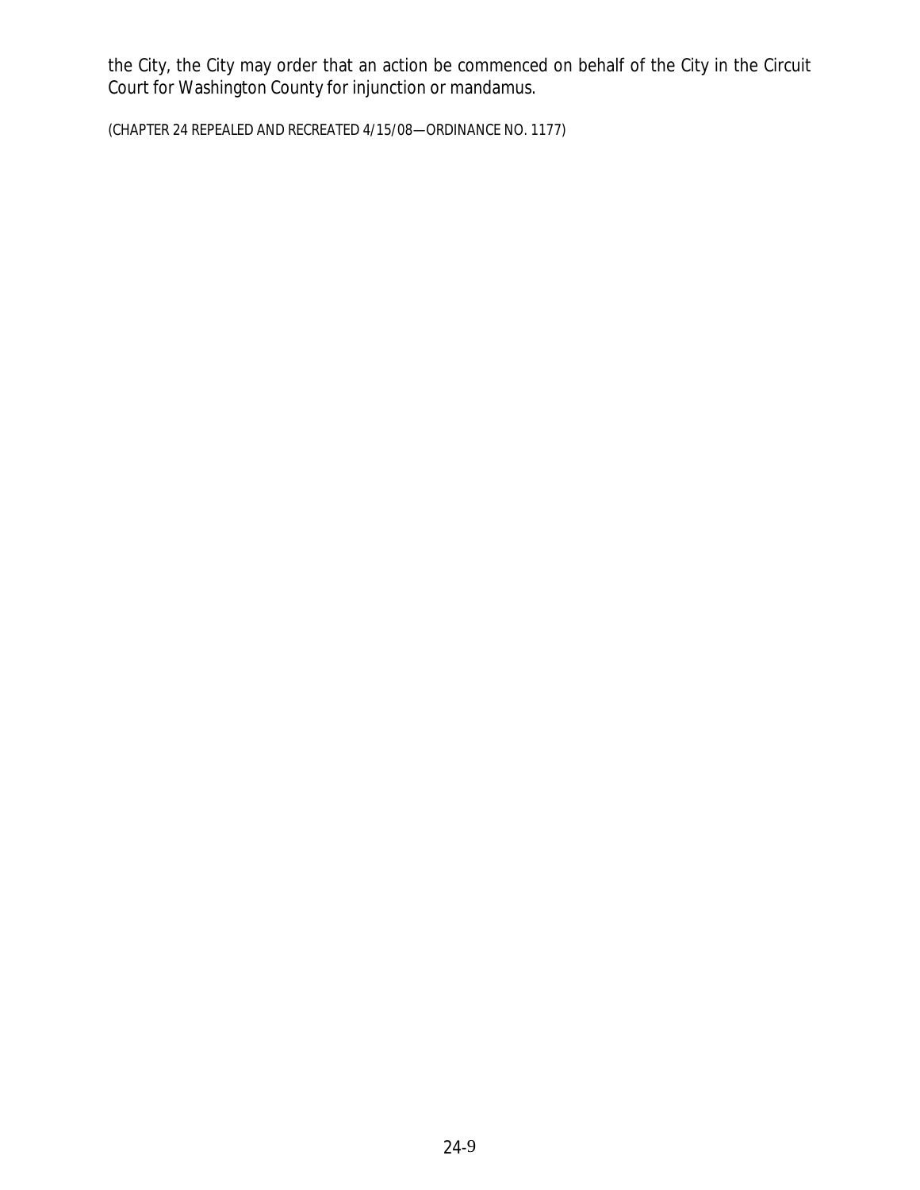the City, the City may order that an action be commenced on behalf of the City in the Circuit Court for Washington County for injunction or mandamus.

(CHAPTER 24 REPEALED AND RECREATED 4/15/08—ORDINANCE NO. 1177)